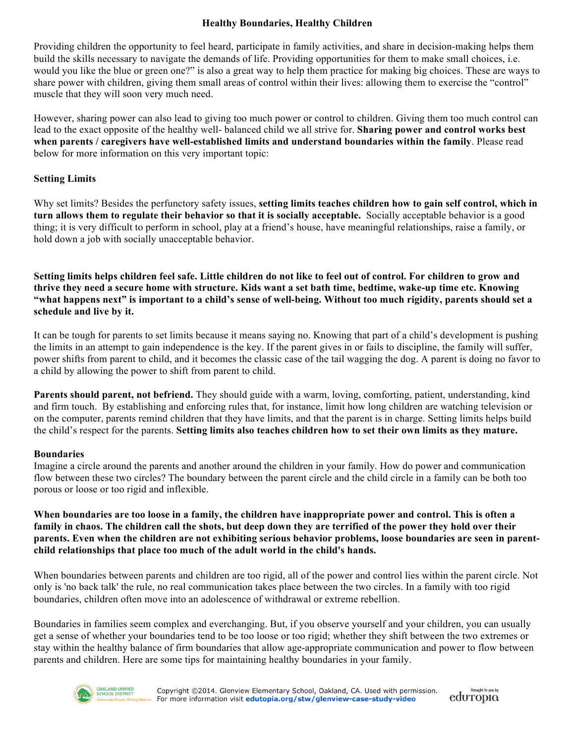# Healthy Boundaries, Healthy Children

Providing children the opportunity to feel heard, participate in family activities, and share in decision-making helps them build the skills necessary to navigate the demands of life. Providing opportunities for them to make small choices, i.e. would you like the blue or green one?" is also a great way to help them practice for making big choices. These are ways to share power with children, giving them small areas of control within their lives: allowing them to exercise the "control" muscle that they will soon very much need.

However, sharing power can also lead to giving too much power or control to children. Giving them too much control can lead to the exact opposite of the healthy well- balanced child we all strive for. **Sharing power and control works best when parents / caregivers have well-established limits and understand boundaries within the family**. Please read below for more information on this very important topic:

## Setting Limits

Why set limits? Besides the perfunctory safety issues, **setting limits teaches children how to gain self control, which in turn allows them to regulate their behavior so that it is socially acceptable.** Socially acceptable behavior is a good thing; it is very difficult to perform in school, play at a friend's house, have meaningful relationships, raise a family, or hold down a job with socially unacceptable behavior.

**Setting limits helps children feel safe. Little children do not like to feel out of control. For children to grow and thrive they need a secure home with structure. Kids want a set bath time, bedtime, wake-up time etc. Knowing "what happens next" is important to a child's sense of well-being. Without too much rigidity, parents should set a schedule and live by it.**

It can be tough for parents to set limits because it means saying no. Knowing that part of a child's development is pushing the limits in an attempt to gain independence is the key. If the parent gives in or fails to discipline, the family will suffer, power shifts from parent to child, and it becomes the classic case of the tail wagging the dog. A parent is doing no favor to a child by allowing the power to shift from parent to child.

**Parents should parent, not befriend.** They should guide with a warm, loving, comforting, patient, understanding, kind and firm touch. By establishing and enforcing rules that, for instance, limit how long children are watching television or on the computer, parents remind children that they have limits, and that the parent is in charge. Setting limits helps build the child's respect for the parents. **Setting limits also teaches children how to set their own limits as they mature.**

## Boundaries

Imagine a circle around the parents and another around the children in your family. How do power and communication flow between these two circles? The boundary between the parent circle and the child circle in a family can be both too porous or loose or too rigid and inflexible.

**When boundaries are too loose in a family, the children have inappropriate power and control. This is often a family in chaos. The children call the shots, but deep down they are terrified of the power they hold over their parents. Even when the children are not exhibiting serious behavior problems, loose boundaries are seen in parent-child relationships that place too much of the adult world in the child's hands.**

When boundaries between parents and children are too rigid, all of the power and control lies within the parent circle. Not only is 'no back talk' the rule, no real communication takes place between the two circles. In a family with too rigid boundaries, children often move into an adolescence of withdrawal or extreme rebellion.

Boundaries in families seem complex and everchanging. But, if you observe yourself and your children, you can usually get a sense of whether your boundaries tend to be too loose or too rigid; whether they shift between the two extremes or stay within the healthy balance of firm boundaries that allow age-appropriate communication and power to flow between parents and children. Here are some tips for maintaining healthy boundaries in your family.

Copyright ©2014. Glenview Elementary School, Oakland, CA. Used with permission. For more information visit edutopia.org/stw/glenview-case-study-video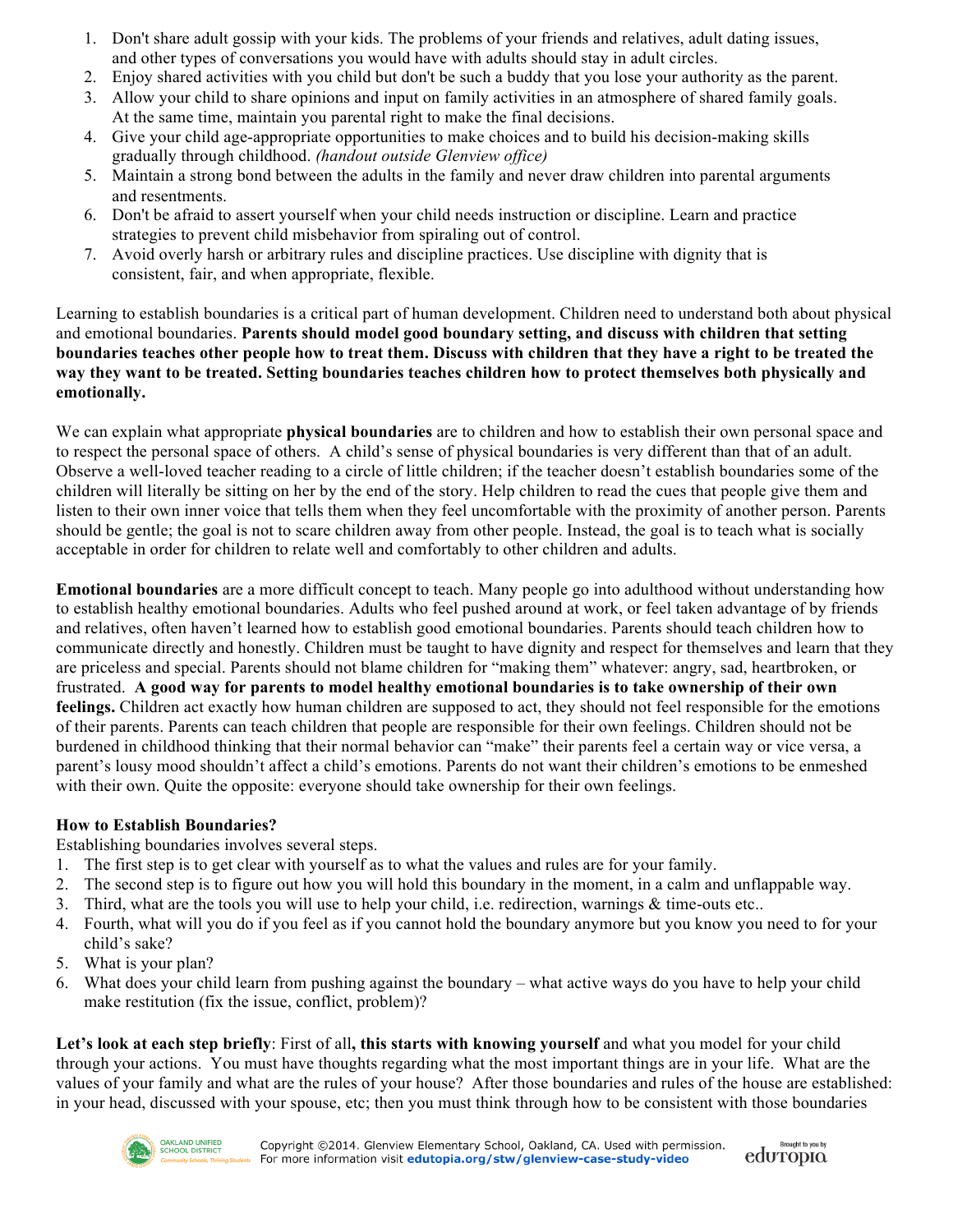1. Don't share adult gossip with your kids. The problems of your friends and relatives, adult dating issues, and other types of conversations you would have with adults should stay in adult circles.
2. Enjoy shared activities with you child but don't be such a buddy that you lose your authority as the parent.
3. Allow your child to share opinions and input on family activities in an atmosphere of shared family goals. At the same time, maintain you parental right to make the final decisions.
4. Give your child age-appropriate opportunities to make choices and to build his decision-making skills gradually through childhood. *(handout outside Glenview office)*
5. Maintain a strong bond between the adults in the family and never draw children into parental arguments and resentments.
6. Don't be afraid to assert yourself when your child needs instruction or discipline. Learn and practice strategies to prevent child misbehavior from spiraling out of control.
7. Avoid overly harsh or arbitrary rules and discipline practices. Use discipline with dignity that is consistent, fair, and when appropriate, flexible.

Learning to establish boundaries is a critical part of human development. Children need to understand both about physical and emotional boundaries. **Parents should model good boundary setting, and discuss with children that setting boundaries teaches other people how to treat them. Discuss with children that they have a right to be treated the way they want to be treated. Setting boundaries teaches children how to protect themselves both physically and emotionally.**

We can explain what appropriate **physical boundaries** are to children and how to establish their own personal space and to respect the personal space of others. A child's sense of physical boundaries is very different than that of an adult. Observe a well-loved teacher reading to a circle of little children; if the teacher doesn't establish boundaries some of the children will literally be sitting on her by the end of the story. Help children to read the cues that people give them and listen to their own inner voice that tells them when they feel uncomfortable with the proximity of another person. Parents should be gentle; the goal is not to scare children away from other people. Instead, the goal is to teach what is socially acceptable in order for children to relate well and comfortably to other children and adults.

**Emotional boundaries** are a more difficult concept to teach. Many people go into adulthood without understanding how to establish healthy emotional boundaries. Adults who feel pushed around at work, or feel taken advantage of by friends and relatives, often haven't learned how to establish good emotional boundaries. Parents should teach children how to communicate directly and honestly. Children must be taught to have dignity and respect for themselves and learn that they are priceless and special. Parents should not blame children for "making them" whatever: angry, sad, heartbroken, or frustrated. **A good way for parents to model healthy emotional boundaries is to take ownership of their own feelings.** Children act exactly how human children are supposed to act, they should not feel responsible for the emotions of their parents. Parents can teach children that people are responsible for their own feelings. Children should not be burdened in childhood thinking that their normal behavior can "make" their parents feel a certain way or vice versa, a parent's lousy mood shouldn't affect a child's emotions. Parents do not want their children's emotions to be enmeshed with their own. Quite the opposite: everyone should take ownership for their own feelings.

**How to Establish Boundaries?**

Establishing boundaries involves several steps.

1. The first step is to get clear with yourself as to what the values and rules are for your family.
2. The second step is to figure out how you will hold this boundary in the moment, in a calm and unflappable way.
3. Third, what are the tools you will use to help your child, i.e. redirection, warnings & time-outs etc..
4. Fourth, what will you do if you feel as if you cannot hold the boundary anymore but you know you need to for your child's sake?
5. What is your plan?
6. What does your child learn from pushing against the boundary – what active ways do you have to help your child make restitution (fix the issue, conflict, problem)?

**Let's look at each step briefly**: First of all**, this starts with knowing yourself** and what you model for your child through your actions. You must have thoughts regarding what the most important things are in your life. What are the values of your family and what are the rules of your house? After those boundaries and rules of the house are established: in your head, discussed with your spouse, etc; then you must think through how to be consistent with those boundaries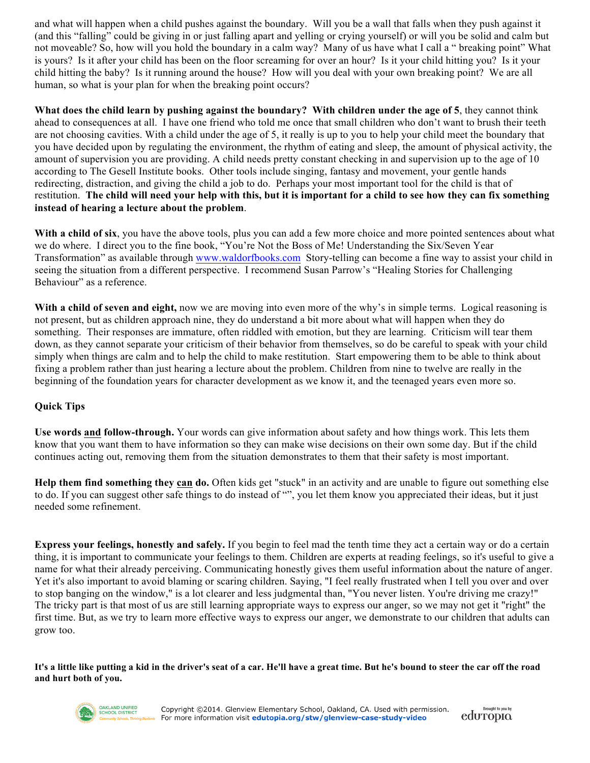and what will happen when a child pushes against the boundary. Will you be a wall that falls when they push against it (and this "falling" could be giving in or just falling apart and yelling or crying yourself) or will you be solid and calm but not moveable? So, how will you hold the boundary in a calm way? Many of us have what I call a " breaking point" What is yours? Is it after your child has been on the floor screaming for over an hour? Is it your child hitting you? Is it your child hitting the baby? Is it running around the house? How will you deal with your own breaking point? We are all human, so what is your plan for when the breaking point occurs?

**What does the child learn by pushing against the boundary? With children under the age of 5**, they cannot think ahead to consequences at all. I have one friend who told me once that small children who don't want to brush their teeth are not choosing cavities. With a child under the age of 5, it really is up to you to help your child meet the boundary that you have decided upon by regulating the environment, the rhythm of eating and sleep, the amount of physical activity, the amount of supervision you are providing. A child needs pretty constant checking in and supervision up to the age of 10 according to The Gesell Institute books. Other tools include singing, fantasy and movement, your gentle hands redirecting, distraction, and giving the child a job to do. Perhaps your most important tool for the child is that of restitution. **The child will need your help with this, but it is important for a child to see how they can fix something instead of hearing a lecture about the problem**.

**With a child of six**, you have the above tools, plus you can add a few more choice and more pointed sentences about what we do where. I direct you to the fine book, "You're Not the Boss of Me! Understanding the Six/Seven Year Transformation" as available through [www.waldorfbooks.com](www.waldorfbooks.com) Story-telling can become a fine way to assist your child in seeing the situation from a different perspective. I recommend Susan Parrow's "Healing Stories for Challenging Behaviour" as a reference.

**With a child of seven and eight,** now we are moving into even more of the why's in simple terms. Logical reasoning is not present, but as children approach nine, they do understand a bit more about what will happen when they do something. Their responses are immature, often riddled with emotion, but they are learning. Criticism will tear them down, as they cannot separate your criticism of their behavior from themselves, so do be careful to speak with your child simply when things are calm and to help the child to make restitution. Start empowering them to be able to think about fixing a problem rather than just hearing a lecture about the problem. Children from nine to twelve are really in the beginning of the foundation years for character development as we know it, and the teenaged years even more so.

### Quick Tips

**Use words <u>and</u> follow-through.** Your words can give information about safety and how things work. This lets them know that you want them to have information so they can make wise decisions on their own some day. But if the child continues acting out, removing them from the situation demonstrates to them that their safety is most important.

**Help them find something they <u>can</u> do.** Often kids get "stuck" in an activity and are unable to figure out something else to do. If you can suggest other safe things to do instead of "", you let them know you appreciated their ideas, but it just needed some refinement.

**Express your feelings, honestly and safely.** If you begin to feel mad the tenth time they act a certain way or do a certain thing, it is important to communicate your feelings to them. Children are experts at reading feelings, so it's useful to give a name for what their already perceiving. Communicating honestly gives them useful information about the nature of anger. Yet it's also important to avoid blaming or scaring children. Saying, "I feel really frustrated when I tell you over and over to stop banging on the window," is a lot clearer and less judgmental than, "You never listen. You're driving me crazy!" The tricky part is that most of us are still learning appropriate ways to express our anger, so we may not get it "right" the first time. But, as we try to learn more effective ways to express our anger, we demonstrate to our children that adults can grow too.

**It's a little like putting a kid in the driver's seat of a car. He'll have a great time. But he's bound to steer the car off the road and hurt both of you.**

Copyright ©2014. Glenview Elementary School, Oakland, CA. Used with permission.
For more information visit **edutopia.org/stw/glenview-case-study-video**